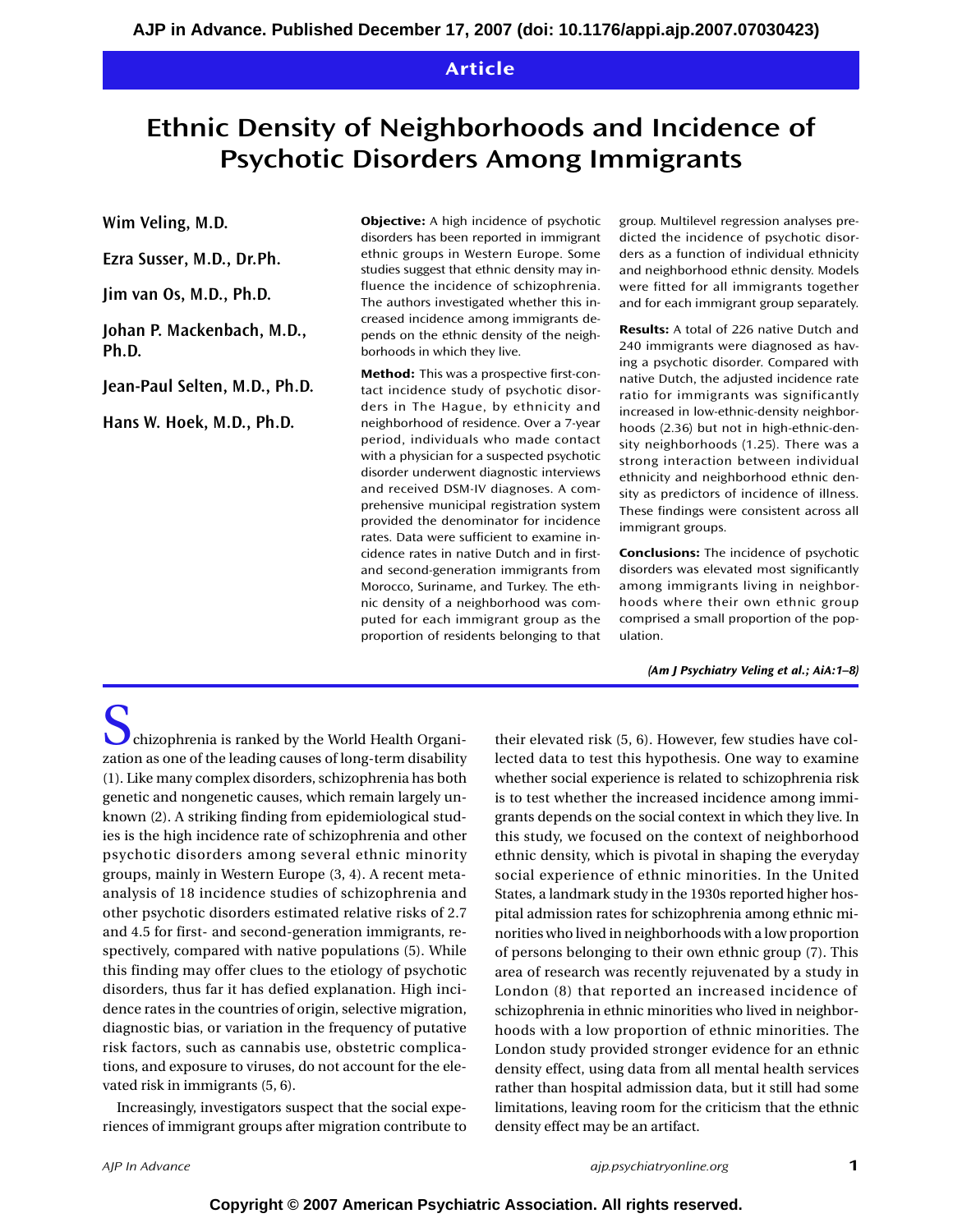# Ethnic Density of Neighborhoods and Incidence of Psychotic Disorders Among Immigrants

**Wim Veling, M.D.**

**Ezra Susser, M.D., Dr.Ph.**

**Jim van Os, M.D., Ph.D.**

**Johan P. Mackenbach, M.D., Ph.D.**

**Jean-Paul Selten, M.D., Ph.D.**

**Hans W. Hoek, M.D., Ph.D.**

**Objective:** A high incidence of psychotic disorders has been reported in immigrant ethnic groups in Western Europe. Some studies suggest that ethnic density may influence the incidence of schizophrenia. The authors investigated whether this increased incidence among immigrants depends on the ethnic density of the neighborhoods in which they live.

**Method:** This was a prospective first-contact incidence study of psychotic disorders in The Hague, by ethnicity and neighborhood of residence. Over a 7-year period, individuals who made contact with a physician for a suspected psychotic disorder underwent diagnostic interviews and received DSM-IV diagnoses. A comprehensive municipal registration system provided the denominator for incidence rates. Data were sufficient to examine incidence rates in native Dutch and in first- and second-generation immigrants from Morocco, Suriname, and Turkey. The ethnic density of a neighborhood was computed for each immigrant group as the proportion of residents belonging to that group. Multilevel regression analyses predicted the incidence of psychotic disorders as a function of individual ethnicity and neighborhood ethnic density. Models were fitted for all immigrants together and for each immigrant group separately.

**Results:** A total of 226 native Dutch and 240 immigrants were diagnosed as having a psychotic disorder. Compared with native Dutch, the adjusted incidence rate ratio for immigrants was significantly increased in low-ethnic-density neighborhoods (2.36) but not in high-ethnic-density neighborhoods (1.25). There was a strong interaction between individual ethnicity and neighborhood ethnic density as predictors of incidence of illness. These findings were consistent across all immigrant groups.

**Conclusions:** The incidence of psychotic disorders was elevated most significantly among immigrants living in neighborhoods where their own ethnic group comprised a small proportion of the population.

*(Am J Psychiatry Veling et al.; AiA:1–8)*

Schizophrenia is ranked by the World Health Organization as one of the leading causes of long-term disability (1). Like many complex disorders, schizophrenia has both genetic and nongenetic causes, which remain largely unknown (2). A striking finding from epidemiological studies is the high incidence rate of schizophrenia and other psychotic disorders among several ethnic minority groups, mainly in Western Europe (3, 4). A recent meta-analysis of 18 incidence studies of schizophrenia and other psychotic disorders estimated relative risks of 2.7 and 4.5 for first- and second-generation immigrants, respectively, compared with native populations (5). While this finding may offer clues to the etiology of psychotic disorders, thus far it has defied explanation. High incidence rates in the countries of origin, selective migration, diagnostic bias, or variation in the frequency of putative risk factors, such as cannabis use, obstetric complications, and exposure to viruses, do not account for the elevated risk in immigrants (5, 6).

Increasingly, investigators suspect that the social experiences of immigrant groups after migration contribute to their elevated risk (5, 6). However, few studies have collected data to test this hypothesis. One way to examine whether social experience is related to schizophrenia risk is to test whether the increased incidence among immigrants depends on the social context in which they live. In this study, we focused on the context of neighborhood ethnic density, which is pivotal in shaping the everyday social experience of ethnic minorities. In the United States, a landmark study in the 1930s reported higher hospital admission rates for schizophrenia among ethnic minorities who lived in neighborhoods with a low proportion of persons belonging to their own ethnic group (7). This area of research was recently rejuvenated by a study in London (8) that reported an increased incidence of schizophrenia in ethnic minorities who lived in neighborhoods with a low proportion of ethnic minorities. The London study provided stronger evidence for an ethnic density effect, using data from all mental health services rather than hospital admission data, but it still had some limitations, leaving room for the criticism that the ethnic density effect may be an artifact.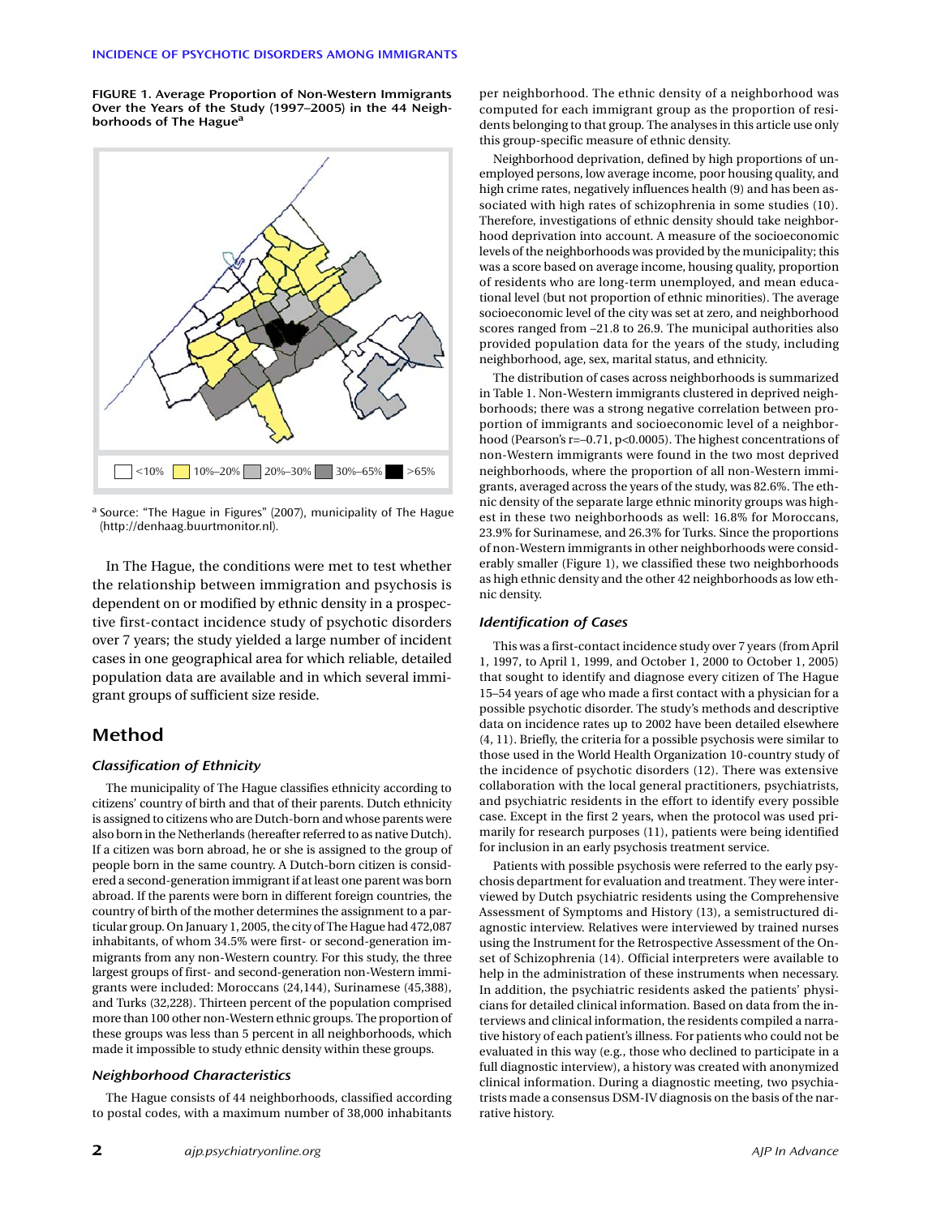**FIGURE 1. Average Proportion of Non-Western Immigrants Over the Years of the Study (1997–2005) in the 44 Neighborhoods of The Hague[a]**

<10% | 10%–20% | 20%–30% | 30%–65% | >65%

[a] Source: "The Hague in Figures" (2007), municipality of The Hague (http://denhaag.buurtmonitor.nl).

In The Hague, the conditions were met to test whether the relationship between immigration and psychosis is dependent on or modified by ethnic density in a prospective first-contact incidence study of psychotic disorders over 7 years; the study yielded a large number of incident cases in one geographical area for which reliable, detailed population data are available and in which several immigrant groups of sufficient size reside.

## Method

### Classification of Ethnicity

The municipality of The Hague classifies ethnicity according to citizens' country of birth and that of their parents. Dutch ethnicity is assigned to citizens who are Dutch-born and whose parents were also born in the Netherlands (hereafter referred to as native Dutch). If a citizen was born abroad, he or she is assigned to the group of people born in the same country. A Dutch-born citizen is considered a second-generation immigrant if at least one parent was born abroad. If the parents were born in different foreign countries, the country of birth of the mother determines the assignment to a particular group. On January 1, 2005, the city of The Hague had 472,087 inhabitants, of whom 34.5% were first- or second-generation immigrants from any non-Western country. For this study, the three largest groups of first- and second-generation non-Western immigrants were included: Moroccans (24,144), Surinamese (45,388), and Turks (32,228). Thirteen percent of the population comprised more than 100 other non-Western ethnic groups. The proportion of these groups was less than 5 percent in all neighborhoods, which made it impossible to study ethnic density within these groups.

### Neighborhood Characteristics

The Hague consists of 44 neighborhoods, classified according to postal codes, with a maximum number of 38,000 inhabitants per neighborhood. The ethnic density of a neighborhood was computed for each immigrant group as the proportion of residents belonging to that group. The analyses in this article use only this group-specific measure of ethnic density.

Neighborhood deprivation, defined by high proportions of unemployed persons, low average income, poor housing quality, and high crime rates, negatively influences health (9) and has been associated with high rates of schizophrenia in some studies (10). Therefore, investigations of ethnic density should take neighborhood deprivation into account. A measure of the socioeconomic levels of the neighborhoods was provided by the municipality; this was a score based on average income, housing quality, proportion of residents who are long-term unemployed, and mean educational level (but not proportion of ethnic minorities). The average socioeconomic level of the city was set at zero, and neighborhood scores ranged from –21.8 to 26.9. The municipal authorities also provided population data for the years of the study, including neighborhood, age, sex, marital status, and ethnicity.

The distribution of cases across neighborhoods is summarized in Table 1. Non-Western immigrants clustered in deprived neighborhoods; there was a strong negative correlation between proportion of immigrants and socioeconomic level of a neighborhood (Pearson's $r=-0.71$, $p<0.0005$). The highest concentrations of non-Western immigrants were found in the two most deprived neighborhoods, where the proportion of all non-Western immigrants, averaged across the years of the study, was 82.6%. The ethnic density of the separate large ethnic minority groups was highest in these two neighborhoods as well: 16.8% for Moroccans, 23.9% for Surinamese, and 26.3% for Turks. Since the proportions of non-Western immigrants in other neighborhoods were considerably smaller (Figure 1), we classified these two neighborhoods as high ethnic density and the other 42 neighborhoods as low ethnic density.

### Identification of Cases

This was a first-contact incidence study over 7 years (from April 1, 1997, to April 1, 1999, and October 1, 2000, to October 1, 2005) that sought to identify and diagnose every citizen of The Hague 15–54 years of age who made a first contact with a physician for a possible psychotic disorder. The study's methods and descriptive data on incidence rates up to 2002 have been detailed elsewhere (4, 11). Briefly, the criteria for a possible psychosis were similar to those used in the World Health Organization 10-country study of the incidence of psychotic disorders (12). There was extensive collaboration with the local general practitioners, psychiatrists, and psychiatric residents in the effort to identify every possible case. Except in the first 2 years, when the protocol was used primarily for research purposes (11), patients were being identified for inclusion in an early psychosis treatment service.

Patients with possible psychosis were referred to the early psychosis department for evaluation and treatment. They were interviewed by Dutch psychiatric residents using the Comprehensive Assessment of Symptoms and History (13), a semistructured diagnostic interview. Relatives were interviewed by trained nurses using the Instrument for the Retrospective Assessment of the Onset of Schizophrenia (14). Official interpreters were available to help in the administration of these instruments when necessary. In addition, the psychiatric residents asked the patients' physicians for detailed clinical information. Based on data from the interviews and clinical information, the residents compiled a narrative history of each patient's illness. For patients who could not be evaluated in this way (e.g., those who declined to participate in a full diagnostic interview), a history was created with anonymized clinical information. During a diagnostic meeting, two psychiatrists made a consensus DSM-IV diagnosis on the basis of the narrative history.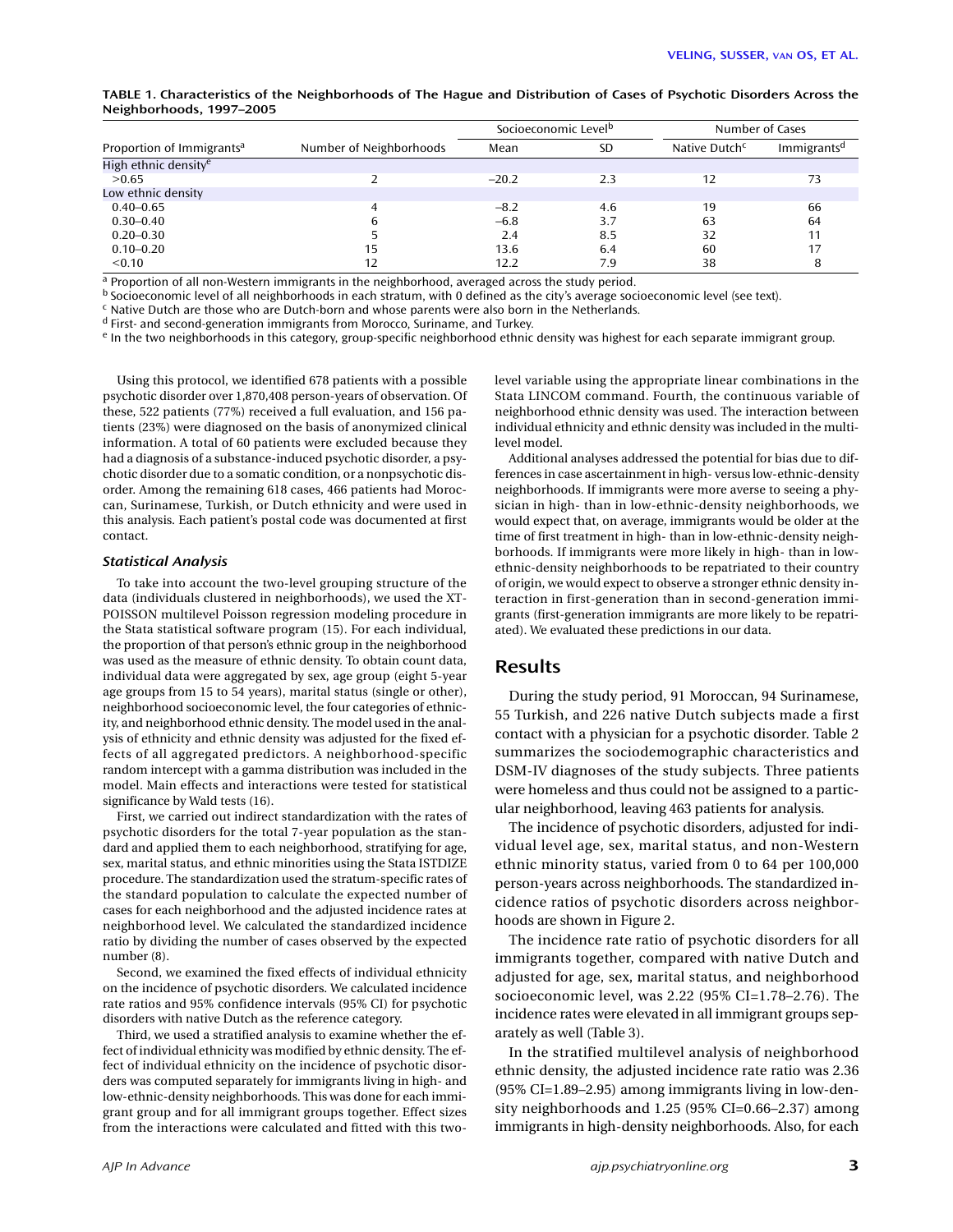**TABLE 1. Characteristics of the Neighborhoods of The Hague and Distribution of Cases of Psychotic Disorders Across the Neighborhoods, 1997–2005**

| Proportion of Immigrants[a] | Number of Neighborhoods | Socioeconomic Level[b] | | Number of Cases | |
|---|---|---|---|---|---|
| | | Mean | SD | Native Dutch[c] | Immigrants[d] |
| High ethnic density[e] | | | | | |
| >0.65 | 2 | –20.2 | 2.3 | 12 | 73 |
| Low ethnic density | | | | | |
| 0.40–0.65 | 4 | –8.2 | 4.6 | 19 | 66 |
| 0.30–0.40 | 6 | –6.8 | 3.7 | 63 | 64 |
| 0.20–0.30 | 5 | 2.4 | 8.5 | 32 | 11 |
| 0.10–0.20 | 15 | 13.6 | 6.4 | 60 | 17 |
| <0.10 | 12 | 12.2 | 7.9 | 38 | 8 |

[a] Proportion of all non-Western immigrants in the neighborhood, averaged across the study period.
[b] Socioeconomic level of all neighborhoods in each stratum, with 0 defined as the city's average socioeconomic level (see text).
[c] Native Dutch are those who are Dutch-born and whose parents were also born in the Netherlands.
[d] First- and second-generation immigrants from Morocco, Suriname, and Turkey.
[e] In the two neighborhoods in this category, group-specific neighborhood ethnic density was highest for each separate immigrant group.

Using this protocol, we identified 678 patients with a possible psychotic disorder over 1,870,408 person-years of observation. Of these, 522 patients (77%) received a full evaluation, and 156 patients (23%) were diagnosed on the basis of anonymized clinical information. A total of 60 patients were excluded because they had a diagnosis of a substance-induced psychotic disorder, a psychotic disorder due to a somatic condition, or a nonpsychotic disorder. Among the remaining 618 cases, 466 patients had Moroccan, Surinamese, Turkish, or Dutch ethnicity and were used in this analysis. Each patient's postal code was documented at first contact.

### *Statistical Analysis*

To take into account the two-level grouping structure of the data (individuals clustered in neighborhoods), we used the XT-POISSON multilevel Poisson regression modeling procedure in the Stata statistical software program (15). For each individual, the proportion of that person's ethnic group in the neighborhood was used as the measure of ethnic density. To obtain count data, individual data were aggregated by sex, age group (eight 5-year age groups from 15 to 54 years), marital status (single or other), neighborhood socioeconomic level, the four categories of ethnicity, and neighborhood ethnic density. The model used in the analysis of ethnicity and ethnic density was adjusted for the fixed effects of all aggregated predictors. A neighborhood-specific random intercept with a gamma distribution was included in the model. Main effects and interactions were tested for statistical significance by Wald tests (16).

First, we carried out indirect standardization with the rates of psychotic disorders for the total 7-year population as the standard and applied them to each neighborhood, stratifying for age, sex, marital status, and ethnic minorities using the Stata ISTDIZE procedure. The standardization used the stratum-specific rates of the standard population to calculate the expected number of cases for each neighborhood and the adjusted incidence rates at neighborhood level. We calculated the standardized incidence ratio by dividing the number of cases observed by the expected number (8).

Second, we examined the fixed effects of individual ethnicity on the incidence of psychotic disorders. We calculated incidence rate ratios and 95% confidence intervals (95% CI) for psychotic disorders with native Dutch as the reference category.

Third, we used a stratified analysis to examine whether the effect of individual ethnicity was modified by ethnic density. The effect of individual ethnicity on the incidence of psychotic disorders was computed separately for immigrants living in high- and low-ethnic-density neighborhoods. This was done for each immigrant group and for all immigrant groups together. Effect sizes from the interactions were calculated and fitted with this two-level variable using the appropriate linear combinations in the Stata LINCOM command. Fourth, the continuous variable of neighborhood ethnic density was used. The interaction between individual ethnicity and ethnic density was included in the multilevel model.

Additional analyses addressed the potential for bias due to differences in case ascertainment in high- versus low-ethnic-density neighborhoods. If immigrants were more averse to seeing a physician in high- than in low-ethnic-density neighborhoods, we would expect that, on average, immigrants would be older at the time of first treatment in high- than in low-ethnic-density neighborhoods. If immigrants were more likely in high- than in low-ethnic-density neighborhoods to be repatriated to their country of origin, we would expect to observe a stronger ethnic density interaction in first-generation than in second-generation immigrants (first-generation immigrants are more likely to be repatriated). We evaluated these predictions in our data.

## Results

During the study period, 91 Moroccan, 94 Surinamese, 55 Turkish, and 226 native Dutch subjects made a first contact with a physician for a psychotic disorder. Table 2 summarizes the sociodemographic characteristics and DSM-IV diagnoses of the study subjects. Three patients were homeless and thus could not be assigned to a particular neighborhood, leaving 463 patients for analysis.

The incidence of psychotic disorders, adjusted for individual level age, sex, marital status, and non-Western ethnic minority status, varied from 0 to 64 per 100,000 person-years across neighborhoods. The standardized incidence ratios of psychotic disorders across neighborhoods are shown in Figure 2.

The incidence rate ratio of psychotic disorders for all immigrants together, compared with native Dutch and adjusted for age, sex, marital status, and neighborhood socioeconomic level, was 2.22 (95% CI=1.78–2.76). The incidence rates were elevated in all immigrant groups separately as well (Table 3).

In the stratified multilevel analysis of neighborhood ethnic density, the adjusted incidence rate ratio was 2.36 (95% CI=1.89–2.95) among immigrants living in low-density neighborhoods and 1.25 (95% CI=0.66–2.37) among immigrants in high-density neighborhoods. Also, for each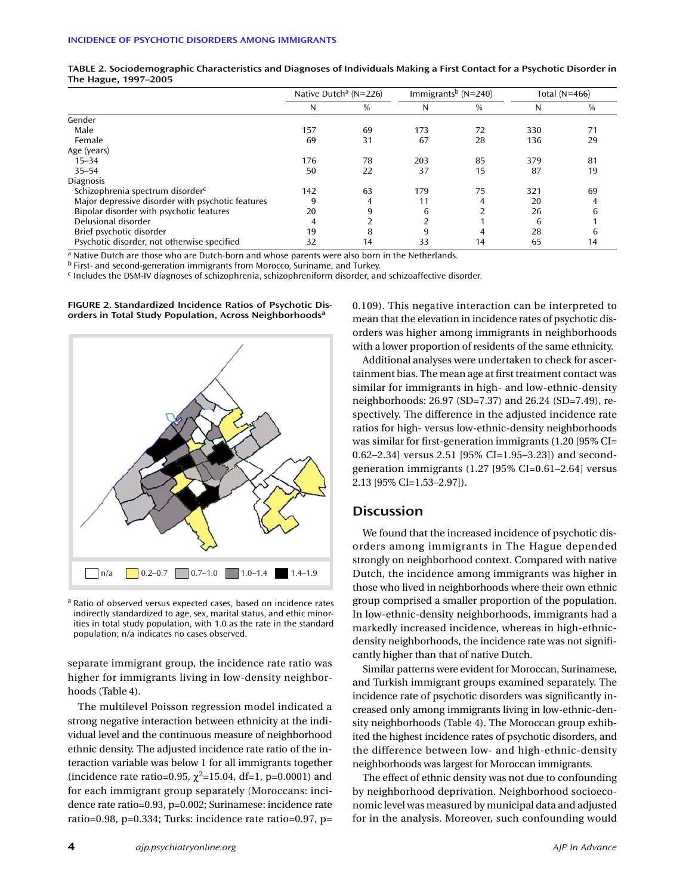**TABLE 2. Sociodemographic Characteristics and Diagnoses of Individuals Making a First Contact for a Psychotic Disorder in The Hague, 1997–2005**

| | Native Dutch[a] (N=226) | | Immigrants[b] (N=240) | | Total (N=466) | |
|---|---|---|---|---|---|---|
| | N | % | N | % | N | % |
| Gender | | | | | | |
| Male | 157 | 69 | 173 | 72 | 330 | 71 |
| Female | 69 | 31 | 67 | 28 | 136 | 29 |
| Age (years) | | | | | | |
| 15–34 | 176 | 78 | 203 | 85 | 379 | 81 |
| 35–54 | 50 | 22 | 37 | 15 | 87 | 19 |
| Diagnosis | | | | | | |
| Schizophrenia spectrum disorder[c] | 142 | 63 | 179 | 75 | 321 | 69 |
| Major depressive disorder with psychotic features | 9 | 4 | 11 | 4 | 20 | 4 |
| Bipolar disorder with psychotic features | 20 | 9 | 6 | 2 | 26 | 6 |
| Delusional disorder | 4 | 2 | 2 | 1 | 6 | 1 |
| Brief psychotic disorder | 19 | 8 | 9 | 4 | 28 | 6 |
| Psychotic disorder, not otherwise specified | 32 | 14 | 33 | 14 | 65 | 14 |

[a] Native Dutch are those who are Dutch-born and whose parents were also born in the Netherlands.
[b] First- and second-generation immigrants from Morocco, Suriname, and Turkey.
[c] Includes the DSM-IV diagnoses of schizophrenia, schizophreniform disorder, and schizoaffective disorder.

**FIGURE 2. Standardized Incidence Ratios of Psychotic Disorders in Total Study Population, Across Neighborhoods[a]**

n/a 0.2–0.7 0.7–1.0 1.0–1.4 1.4–1.9

[a] Ratio of observed versus expected cases, based on incidence rates indirectly standardized to age, sex, marital status, and ethic minorities in total study population, with 1.0 as the rate in the standard population; n/a indicates no cases observed.

separate immigrant group, the incidence rate ratio was higher for immigrants living in low-density neighborhoods (Table 4).

The multilevel Poisson regression model indicated a strong negative interaction between ethnicity at the individual level and the continuous measure of neighborhood ethnic density. The adjusted incidence rate ratio of the interaction variable was below 1 for all immigrants together (incidence rate ratio=0.95, $\chi^2$=15.04, df=1, p=0.0001) and for each immigrant group separately (Moroccans: incidence rate ratio=0.93, p=0.002; Surinamese: incidence rate ratio=0.98, p=0.334; Turks: incidence rate ratio=0.97, p=0.109). This negative interaction can be interpreted to mean that the elevation in incidence rates of psychotic disorders was higher among immigrants in neighborhoods with a lower proportion of residents of the same ethnicity.

Additional analyses were undertaken to check for ascertainment bias. The mean age at first treatment contact was similar for immigrants in high- and low-ethnic-density neighborhoods: 26.97 (SD=7.37) and 26.24 (SD=7.49), respectively. The difference in the adjusted incidence rate ratios for high- versus low-ethnic-density neighborhoods was similar for first-generation immigrants (1.20 [95% CI=0.62–2.34] versus 2.51 [95% CI=1.95–3.23]) and second-generation immigrants (1.27 [95% CI=0.61–2.64] versus 2.13 [95% CI=1.53–2.97]).

## Discussion

We found that the increased incidence of psychotic disorders among immigrants in The Hague depended strongly on neighborhood context. Compared with native Dutch, the incidence among immigrants was higher in those who lived in neighborhoods where their own ethnic group comprised a smaller proportion of the population. In low-ethnic-density neighborhoods, immigrants had a markedly increased incidence, whereas in high-ethnic-density neighborhoods, the incidence rate was not significantly higher than that of native Dutch.

Similar patterns were evident for Moroccan, Surinamese, and Turkish immigrant groups examined separately. The incidence rate of psychotic disorders was significantly increased only among immigrants living in low-ethnic-density neighborhoods (Table 4). The Moroccan group exhibited the highest incidence rates of psychotic disorders, and the difference between low- and high-ethnic-density neighborhoods was largest for Moroccan immigrants.

The effect of ethnic density was not due to confounding by neighborhood deprivation. Neighborhood socioeconomic level was measured by municipal data and adjusted for in the analysis. Moreover, such confounding would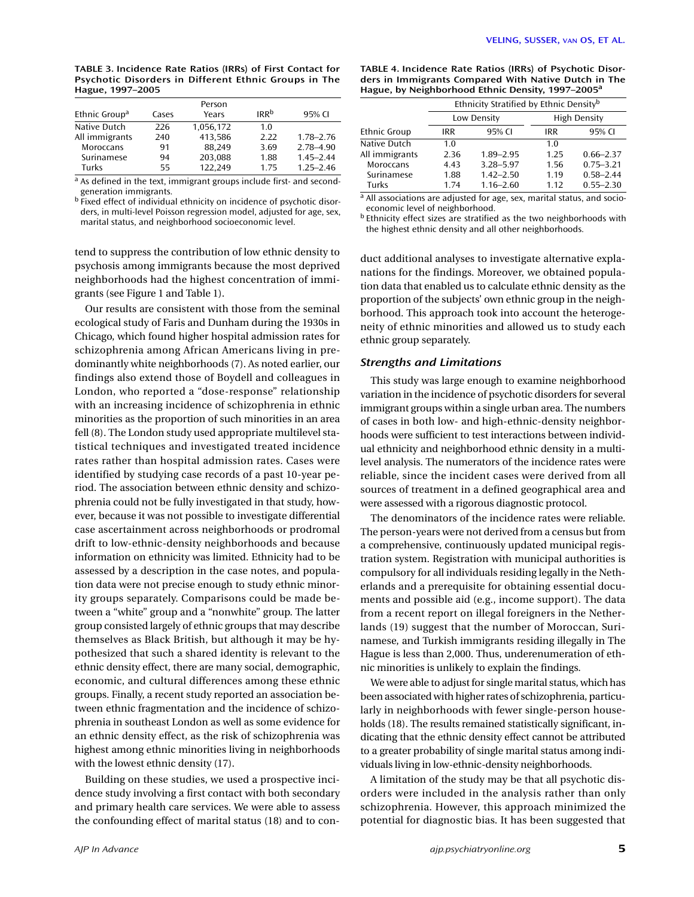**TABLE 3. Incidence Rate Ratios (IRRs) of First Contact for Psychotic Disorders in Different Ethnic Groups in The Hague, 1997–2005**

| Ethnic Group[a] | Cases | Person Years | IRR[b] | 95% CI |
|---|---|---|---|---|
| Native Dutch | 226 | 1,056,172 | 1.0 | |
| All immigrants | 240 | 413,586 | 2.22 | 1.78–2.76 |
| Moroccans | 91 | 88,249 | 3.69 | 2.78–4.90 |
| Surinamese | 94 | 203,088 | 1.88 | 1.45–2.44 |
| Turks | 55 | 122,249 | 1.75 | 1.25–2.46 |

[a] As defined in the text, immigrant groups include first- and second-generation immigrants.

[b] Fixed effect of individual ethnicity on incidence of psychotic disorders, in multi-level Poisson regression model, adjusted for age, sex, marital status, and neighborhood socioeconomic level.

**TABLE 4. Incidence Rate Ratios (IRRs) of Psychotic Disorders in Immigrants Compared With Native Dutch in The Hague, by Neighborhood Ethnic Density, 1997–2005[a]**

| | Ethnicity Stratified by Ethnic Density[b] | | | |
|---|---|---|---|---|
| | Low Density | | High Density | |
| Ethnic Group | IRR | 95% CI | IRR | 95% CI |
| Native Dutch | 1.0 | | 1.0 | |
| All immigrants | 2.36 | 1.89–2.95 | 1.25 | 0.66–2.37 |
| Moroccans | 4.43 | 3.28–5.97 | 1.56 | 0.75–3.21 |
| Surinamese | 1.88 | 1.42–2.50 | 1.19 | 0.58–2.44 |
| Turks | 1.74 | 1.16–2.60 | 1.12 | 0.55–2.30 |

[a] All associations are adjusted for age, sex, marital status, and socioeconomic level of neighborhood.

[b] Ethnicity effect sizes are stratified as the two neighborhoods with the highest ethnic density and all other neighborhoods.

tend to suppress the contribution of low ethnic density to psychosis among immigrants because the most deprived neighborhoods had the highest concentration of immigrants (see Figure 1 and Table 1).

Our results are consistent with those from the seminal ecological study of Faris and Dunham during the 1930s in Chicago, which found higher hospital admission rates for schizophrenia among African Americans living in predominantly white neighborhoods (7). As noted earlier, our findings also extend those of Boydell and colleagues in London, who reported a "dose-response" relationship with an increasing incidence of schizophrenia in ethnic minorities as the proportion of such minorities in an area fell (8). The London study used appropriate multilevel statistical techniques and investigated treated incidence rates rather than hospital admission rates. Cases were identified by studying case records of a past 10-year period. The association between ethnic density and schizophrenia could not be fully investigated in that study, however, because it was not possible to investigate differential case ascertainment across neighborhoods or prodromal drift to low-ethnic-density neighborhoods and because information on ethnicity was limited. Ethnicity had to be assessed by a description in the case notes, and population data were not precise enough to study ethnic minority groups separately. Comparisons could be made between a "white" group and a "nonwhite" group. The latter group consisted largely of ethnic groups that may describe themselves as Black British, but although it may be hypothesized that such a shared identity is relevant to the ethnic density effect, there are many social, demographic, economic, and cultural differences among these ethnic groups. Finally, a recent study reported an association between ethnic fragmentation and the incidence of schizophrenia in southeast London as well as some evidence for an ethnic density effect, as the risk of schizophrenia was highest among ethnic minorities living in neighborhoods with the lowest ethnic density (17).

Building on these studies, we used a prospective incidence study involving a first contact with both secondary and primary health care services. We were able to assess the confounding effect of marital status (18) and to conduct additional analyses to investigate alternative explanations for the findings. Moreover, we obtained population data that enabled us to calculate ethnic density as the proportion of the subjects' own ethnic group in the neighborhood. This approach took into account the heterogeneity of ethnic minorities and allowed us to study each ethnic group separately.

### *Strengths and Limitations*

This study was large enough to examine neighborhood variation in the incidence of psychotic disorders for several immigrant groups within a single urban area. The numbers of cases in both low- and high-ethnic-density neighborhoods were sufficient to test interactions between individual ethnicity and neighborhood ethnic density in a multilevel analysis. The numerators of the incidence rates were reliable, since the incident cases were derived from all sources of treatment in a defined geographical area and were assessed with a rigorous diagnostic protocol.

The denominators of the incidence rates were reliable. The person-years were not derived from a census but from a comprehensive, continuously updated municipal registration system. Registration with municipal authorities is compulsory for all individuals residing legally in the Netherlands and a prerequisite for obtaining essential documents and possible aid (e.g., income support). The data from a recent report on illegal foreigners in the Netherlands (19) suggest that the number of Moroccan, Surinamese, and Turkish immigrants residing illegally in The Hague is less than 2,000. Thus, underenumeration of ethnic minorities is unlikely to explain the findings.

We were able to adjust for single marital status, which has been associated with higher rates of schizophrenia, particularly in neighborhoods with fewer single-person households (18). The results remained statistically significant, indicating that the ethnic density effect cannot be attributed to a greater probability of single marital status among individuals living in low-ethnic-density neighborhoods.

A limitation of the study may be that all psychotic disorders were included in the analysis rather than only schizophrenia. However, this approach minimized the potential for diagnostic bias. It has been suggested that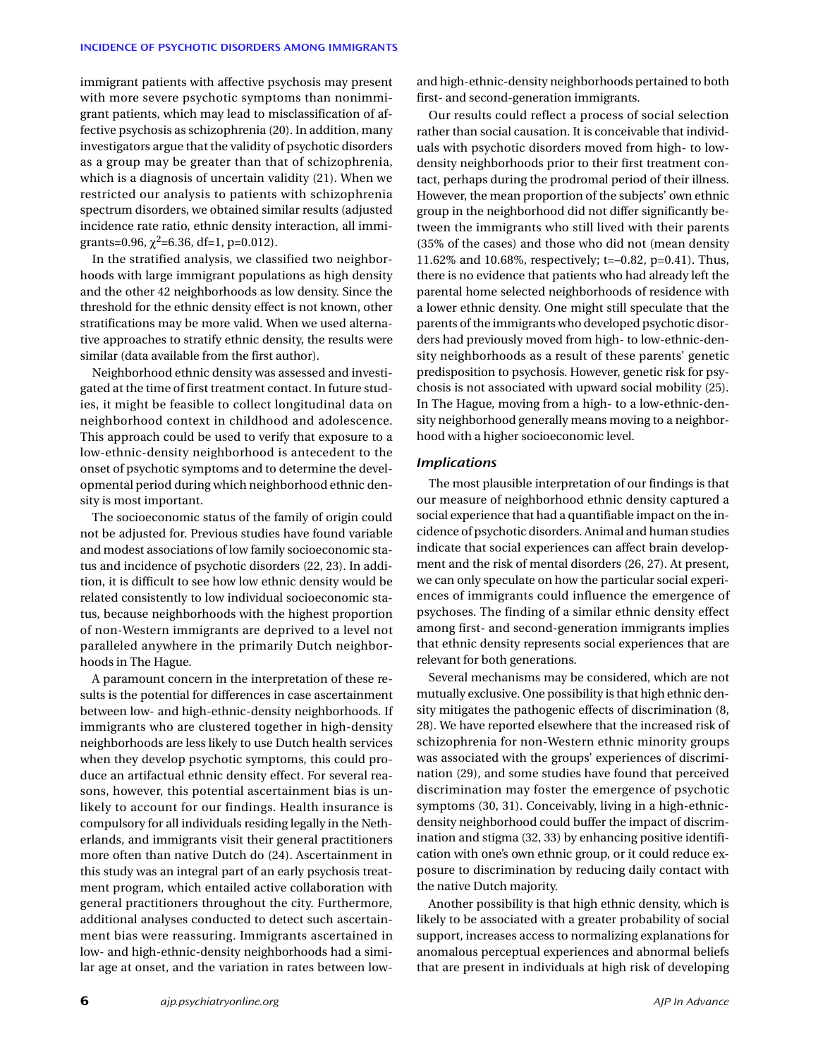immigrant patients with affective psychosis may present with more severe psychotic symptoms than nonimmigrant patients, which may lead to misclassification of affective psychosis as schizophrenia (20). In addition, many investigators argue that the validity of psychotic disorders as a group may be greater than that of schizophrenia, which is a diagnosis of uncertain validity (21). When we restricted our analysis to patients with schizophrenia spectrum disorders, we obtained similar results (adjusted incidence rate ratio, ethnic density interaction, all immigrants=0.96, $\chi^2$=6.36, df=1, p=0.012).

In the stratified analysis, we classified two neighborhoods with large immigrant populations as high density and the other 42 neighborhoods as low density. Since the threshold for the ethnic density effect is not known, other stratifications may be more valid. When we used alternative approaches to stratify ethnic density, the results were similar (data available from the first author).

Neighborhood ethnic density was assessed and investigated at the time of first treatment contact. In future studies, it might be feasible to collect longitudinal data on neighborhood context in childhood and adolescence. This approach could be used to verify that exposure to a low-ethnic-density neighborhood is antecedent to the onset of psychotic symptoms and to determine the developmental period during which neighborhood ethnic density is most important.

The socioeconomic status of the family of origin could not be adjusted for. Previous studies have found variable and modest associations of low family socioeconomic status and incidence of psychotic disorders (22, 23). In addition, it is difficult to see how low ethnic density would be related consistently to low individual socioeconomic status, because neighborhoods with the highest proportion of non-Western immigrants are deprived to a level not paralleled anywhere in the primarily Dutch neighborhoods in The Hague.

A paramount concern in the interpretation of these results is the potential for differences in case ascertainment between low- and high-ethnic-density neighborhoods. If immigrants who are clustered together in high-density neighborhoods are less likely to use Dutch health services when they develop psychotic symptoms, this could produce an artifactual ethnic density effect. For several reasons, however, this potential ascertainment bias is unlikely to account for our findings. Health insurance is compulsory for all individuals residing legally in the Netherlands, and immigrants visit their general practitioners more often than native Dutch do (24). Ascertainment in this study was an integral part of an early psychosis treatment program, which entailed active collaboration with general practitioners throughout the city. Furthermore, additional analyses conducted to detect such ascertainment bias were reassuring. Immigrants ascertained in low- and high-ethnic-density neighborhoods had a similar age at onset, and the variation in rates between low- and high-ethnic-density neighborhoods pertained to both first- and second-generation immigrants.

Our results could reflect a process of social selection rather than social causation. It is conceivable that individuals with psychotic disorders moved from high- to low-density neighborhoods prior to their first treatment contact, perhaps during the prodromal period of their illness. However, the mean proportion of the subjects' own ethnic group in the neighborhood did not differ significantly between the immigrants who still lived with their parents (35% of the cases) and those who did not (mean density 11.62% and 10.68%, respectively; t=–0.82, p=0.41). Thus, there is no evidence that patients who had already left the parental home selected neighborhoods of residence with a lower ethnic density. One might still speculate that the parents of the immigrants who developed psychotic disorders had previously moved from high- to low-ethnic-density neighborhoods as a result of these parents' genetic predisposition to psychosis. However, genetic risk for psychosis is not associated with upward social mobility (25). In The Hague, moving from a high- to a low-ethnic-density neighborhood generally means moving to a neighborhood with a higher socioeconomic level.

### *Implications*

The most plausible interpretation of our findings is that our measure of neighborhood ethnic density captured a social experience that had a quantifiable impact on the incidence of psychotic disorders. Animal and human studies indicate that social experiences can affect brain development and the risk of mental disorders (26, 27). At present, we can only speculate on how the particular social experiences of immigrants could influence the emergence of psychoses. The finding of a similar ethnic density effect among first- and second-generation immigrants implies that ethnic density represents social experiences that are relevant for both generations.

Several mechanisms may be considered, which are not mutually exclusive. One possibility is that high ethnic density mitigates the pathogenic effects of discrimination (8, 28). We have reported elsewhere that the increased risk of schizophrenia for non-Western ethnic minority groups was associated with the groups' experiences of discrimination (29), and some studies have found that perceived discrimination may foster the emergence of psychotic symptoms (30, 31). Conceivably, living in a high-ethnic-density neighborhood could buffer the impact of discrimination and stigma (32, 33) by enhancing positive identification with one's own ethnic group, or it could reduce exposure to discrimination by reducing daily contact with the native Dutch majority.

Another possibility is that high ethnic density, which is likely to be associated with a greater probability of social support, increases access to normalizing explanations for anomalous perceptual experiences and abnormal beliefs that are present in individuals at high risk of developing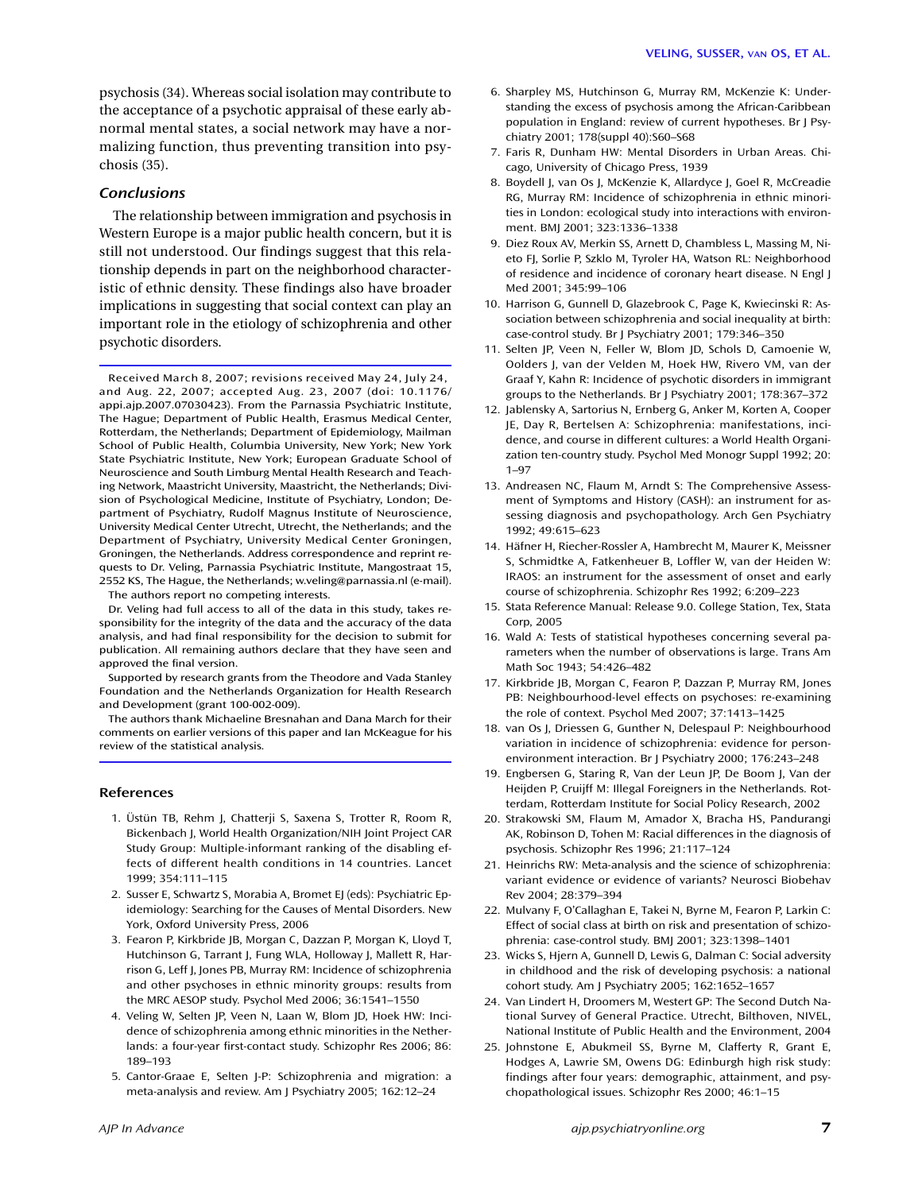psychosis (34). Whereas social isolation may contribute to the acceptance of a psychotic appraisal of these early abnormal mental states, a social network may have a normalizing function, thus preventing transition into psychosis (35).

### Conclusions

The relationship between immigration and psychosis in Western Europe is a major public health concern, but it is still not understood. Our findings suggest that this relationship depends in part on the neighborhood characteristic of ethnic density. These findings also have broader implications in suggesting that social context can play an important role in the etiology of schizophrenia and other psychotic disorders.

---

Received March 8, 2007; revisions received May 24, July 24, and Aug. 22, 2007; accepted Aug. 23, 2007 (doi: 10.1176/appi.ajp.2007.07030423). From the Parnassia Psychiatric Institute, The Hague; Department of Public Health, Erasmus Medical Center, Rotterdam, the Netherlands; Department of Epidemiology, Mailman School of Public Health, Columbia University, New York; New York State Psychiatric Institute, New York; European Graduate School of Neuroscience and South Limburg Mental Health Research and Teaching Network, Maastricht University, Maastricht, the Netherlands; Division of Psychological Medicine, Institute of Psychiatry, London; Department of Psychiatry, Rudolf Magnus Institute of Neuroscience, University Medical Center Utrecht, Utrecht, the Netherlands; and the Department of Psychiatry, University Medical Center Groningen, Groningen, the Netherlands. Address correspondence and reprint requests to Dr. Veling, Parnassia Psychiatric Institute, Mangostraat 15, 2552 KS, The Hague, the Netherlands; w.veling@parnassia.nl (e-mail).

The authors report no competing interests.

Dr. Veling had full access to all of the data in this study, takes responsibility for the integrity of the data and the accuracy of the data analysis, and had final responsibility for the decision to submit for publication. All remaining authors declare that they have seen and approved the final version.

Supported by research grants from the Theodore and Vada Stanley Foundation and the Netherlands Organization for Health Research and Development (grant 100-002-009).

The authors thank Michaeline Bresnahan and Dana March for their comments on earlier versions of this paper and Ian McKeague for his review of the statistical analysis.

---

### References

1. Üstün TB, Rehm J, Chatterji S, Saxena S, Trotter R, Room R, Bickenbach J, World Health Organization/NIH Joint Project CAR Study Group: Multiple-informant ranking of the disabling effects of different health conditions in 14 countries. Lancet 1999; 354:111–115
2. Susser E, Schwartz S, Morabia A, Bromet EJ (eds): Psychiatric Epidemiology: Searching for the Causes of Mental Disorders. New York, Oxford University Press, 2006
3. Fearon P, Kirkbride JB, Morgan C, Dazzan P, Morgan K, Lloyd T, Hutchinson G, Tarrant J, Fung WLA, Holloway J, Mallett R, Harrison G, Leff J, Jones PB, Murray RM: Incidence of schizophrenia and other psychoses in ethnic minority groups: results from the MRC AESOP study. Psychol Med 2006; 36:1541–1550
4. Veling W, Selten JP, Veen N, Laan W, Blom JD, Hoek HW: Incidence of schizophrenia among ethnic minorities in the Netherlands: a four-year first-contact study. Schizophr Res 2006; 86: 189–193
5. Cantor-Graae E, Selten J-P: Schizophrenia and migration: a meta-analysis and review. Am J Psychiatry 2005; 162:12–24
6. Sharpley MS, Hutchinson G, Murray RM, McKenzie K: Understanding the excess of psychosis among the African-Caribbean population in England: review of current hypotheses. Br J Psychiatry 2001; 178(suppl 40):S60–S68
7. Faris R, Dunham HW: Mental Disorders in Urban Areas. Chicago, University of Chicago Press, 1939
8. Boydell J, van Os J, McKenzie K, Allardyce J, Goel R, McCreadie RG, Murray RM: Incidence of schizophrenia in ethnic minorities in London: ecological study into interactions with environment. BMJ 2001; 323:1336–1338
9. Diez Roux AV, Merkin SS, Arnett D, Chambless L, Massing M, Nieto FJ, Sorlie P, Szklo M, Tyroler HA, Watson RL: Neighborhood of residence and incidence of coronary heart disease. N Engl J Med 2001; 345:99–106
10. Harrison G, Gunnell D, Glazebrook C, Page K, Kwiecinski R: Association between schizophrenia and social inequality at birth: case-control study. Br J Psychiatry 2001; 179:346–350
11. Selten JP, Veen N, Feller W, Blom JD, Schols D, Camoenie W, Oolders J, van der Velden M, Hoek HW, Rivero VM, van der Graaf Y, Kahn R: Incidence of psychotic disorders in immigrant groups to the Netherlands. Br J Psychiatry 2001; 178:367–372
12. Jablensky A, Sartorius N, Ernberg G, Anker M, Korten A, Cooper JE, Day R, Bertelsen A: Schizophrenia: manifestations, incidence, and course in different cultures: a World Health Organization ten-country study. Psychol Med Monogr Suppl 1992; 20: 1–97
13. Andreasen NC, Flaum M, Arndt S: The Comprehensive Assessment of Symptoms and History (CASH): an instrument for assessing diagnosis and psychopathology. Arch Gen Psychiatry 1992; 49:615–623
14. Häfner H, Riecher-Rossler A, Hambrecht M, Maurer K, Meissner S, Schmidtke A, Fatkenheuer B, Loffler W, van der Heiden W: IRAOS: an instrument for the assessment of onset and early course of schizophrenia. Schizophr Res 1992; 6:209–223
15. Stata Reference Manual: Release 9.0. College Station, Tex, Stata Corp, 2005
16. Wald A: Tests of statistical hypotheses concerning several parameters when the number of observations is large. Trans Am Math Soc 1943; 54:426–482
17. Kirkbride JB, Morgan C, Fearon P, Dazzan P, Murray RM, Jones PB: Neighbourhood-level effects on psychoses: re-examining the role of context. Psychol Med 2007; 37:1413–1425
18. van Os J, Driessen G, Gunther N, Delespaul P: Neighbourhood variation in incidence of schizophrenia: evidence for person-environment interaction. Br J Psychiatry 2000; 176:243–248
19. Engbersen G, Staring R, Van der Leun JP, De Boom J, Van der Heijden P, Cruijff M: Illegal Foreigners in the Netherlands. Rotterdam, Rotterdam Institute for Social Policy Research, 2002
20. Strakowski SM, Flaum M, Amador X, Bracha HS, Pandurangi AK, Robinson D, Tohen M: Racial differences in the diagnosis of psychosis. Schizophr Res 1996; 21:117–124
21. Heinrichs RW: Meta-analysis and the science of schizophrenia: variant evidence or evidence of variants? Neurosci Biobehav Rev 2004; 28:379–394
22. Mulvany F, O'Callaghan E, Takei N, Byrne M, Fearon P, Larkin C: Effect of social class at birth on risk and presentation of schizophrenia: case-control study. BMJ 2001; 323:1398–1401
23. Wicks S, Hjern A, Gunnell D, Lewis G, Dalman C: Social adversity in childhood and the risk of developing psychosis: a national cohort study. Am J Psychiatry 2005; 162:1652–1657
24. Van Lindert H, Droomers M, Westert GP: The Second Dutch National Survey of General Practice. Utrecht, Bilthoven, NIVEL, National Institute of Public Health and the Environment, 2004
25. Johnstone E, Abukmeil SS, Byrne M, Clafferty R, Grant E, Hodges A, Lawrie SM, Owens DG: Edinburgh high risk study: findings after four years: demographic, attainment, and psychopathological issues. Schizophr Res 2000; 46:1–15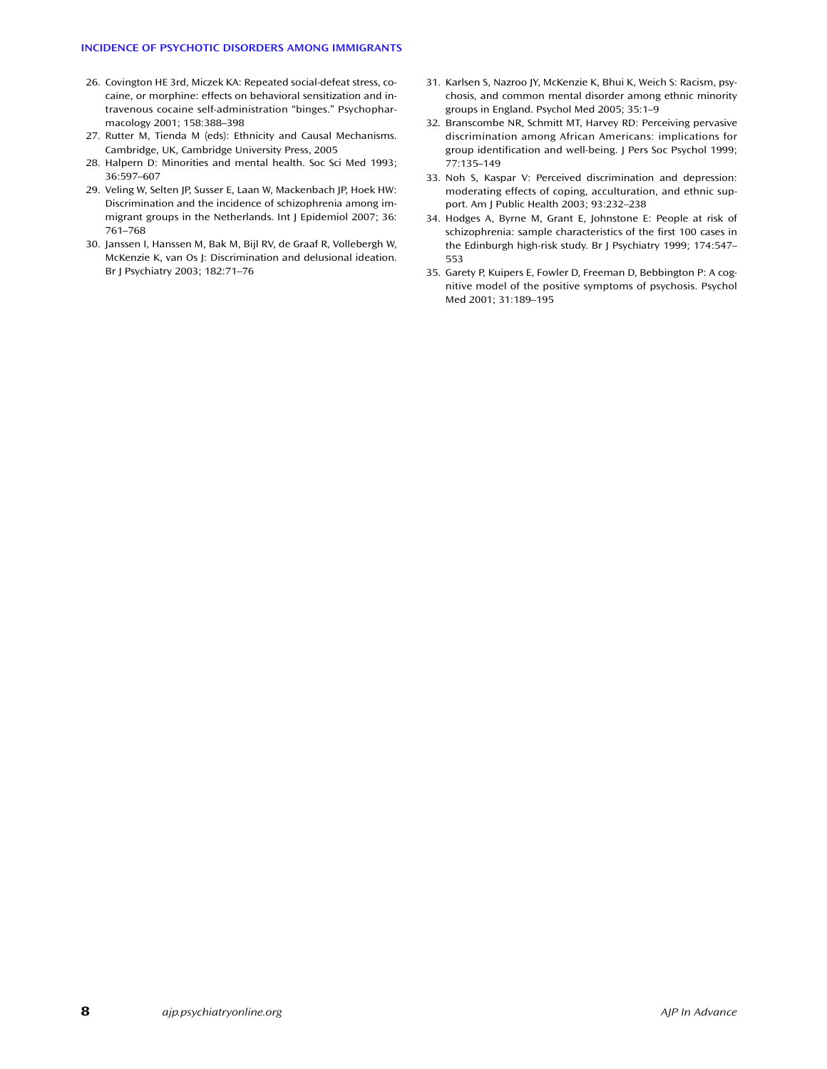26. Covington HE 3rd, Miczek KA: Repeated social-defeat stress, cocaine, or morphine: effects on behavioral sensitization and intravenous cocaine self-administration "binges." Psychopharmacology 2001; 158:388–398
27. Rutter M, Tienda M (eds): Ethnicity and Causal Mechanisms. Cambridge, UK, Cambridge University Press, 2005
28. Halpern D: Minorities and mental health. Soc Sci Med 1993; 36:597–607
29. Veling W, Selten JP, Susser E, Laan W, Mackenbach JP, Hoek HW: Discrimination and the incidence of schizophrenia among immigrant groups in the Netherlands. Int J Epidemiol 2007; 36: 761–768
30. Janssen I, Hanssen M, Bak M, Bijl RV, de Graaf R, Vollebergh W, McKenzie K, van Os J: Discrimination and delusional ideation. Br J Psychiatry 2003; 182:71–76
31. Karlsen S, Nazroo JY, McKenzie K, Bhui K, Weich S: Racism, psychosis, and common mental disorder among ethnic minority groups in England. Psychol Med 2005; 35:1–9
32. Branscombe NR, Schmitt MT, Harvey RD: Perceiving pervasive discrimination among African Americans: implications for group identification and well-being. J Pers Soc Psychol 1999; 77:135–149
33. Noh S, Kaspar V: Perceived discrimination and depression: moderating effects of coping, acculturation, and ethnic support. Am J Public Health 2003; 93:232–238
34. Hodges A, Byrne M, Grant E, Johnstone E: People at risk of schizophrenia: sample characteristics of the first 100 cases in the Edinburgh high-risk study. Br J Psychiatry 1999; 174:547–553
35. Garety P, Kuipers E, Fowler D, Freeman D, Bebbington P: A cognitive model of the positive symptoms of psychosis. Psychol Med 2001; 31:189–195